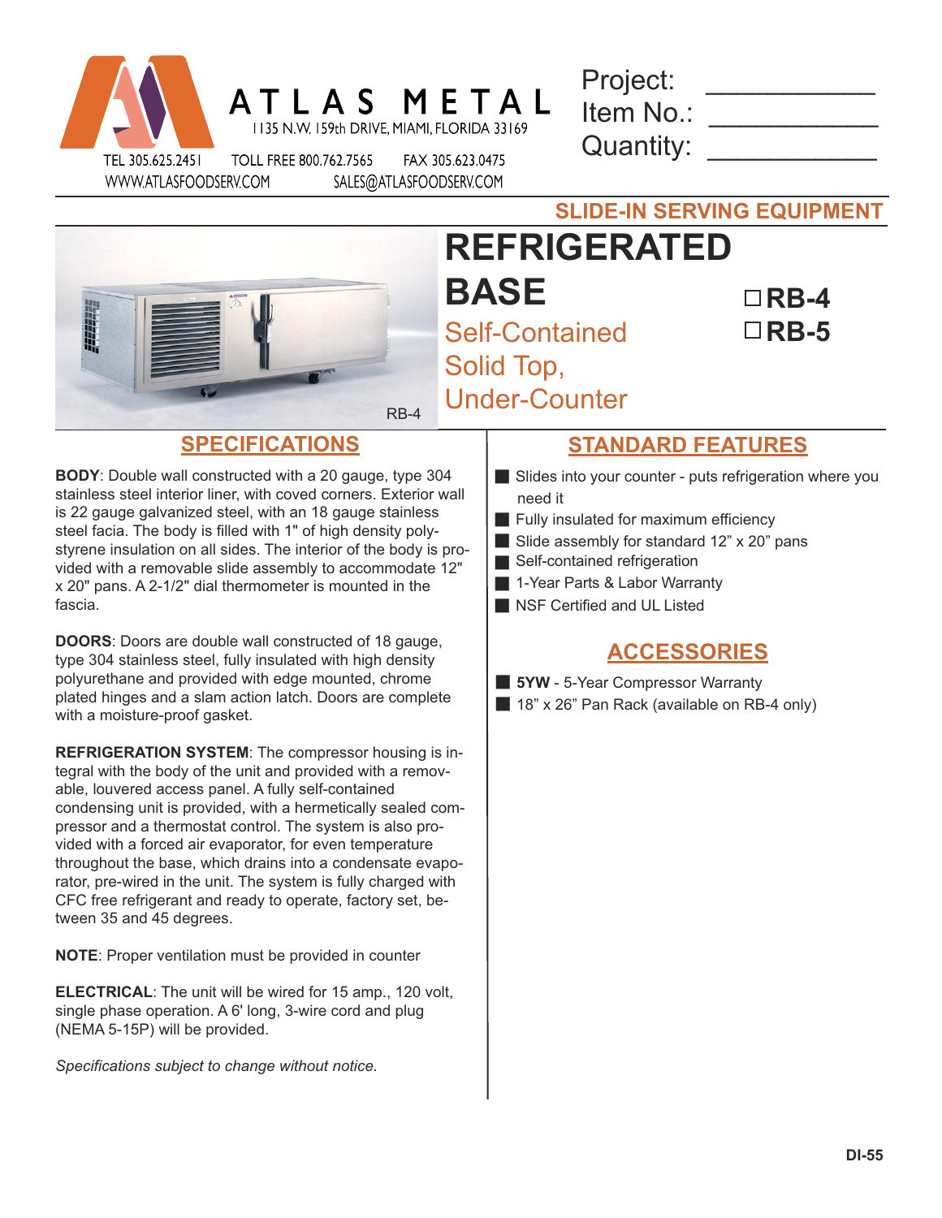ATLAS METAL

1135 N.W. 159th DRIVE, MIAMI, FLORIDA 33169

TEL 305.625.2451 TOLL FREE 800.762.7565 FAX 305.623.0475

WWW.ATLASFOODSERV.COM SALES@ATLASFOODSERV.COM

Project: ___________

Item No.: ___________

Quantity: ___________

**SLIDE-IN SERVING EQUIPMENT**

# REFRIGERATED BASE

Self-Contained
Solid Top,
Under-Counter

☐ **RB-4**
☐ **RB-5**

RB-4

## SPECIFICATIONS

**BODY**: Double wall constructed with a 20 gauge, type 304 stainless steel interior liner, with coved corners. Exterior wall is 22 gauge galvanized steel, with an 18 gauge stainless steel facia. The body is filled with 1" of high density polystyrene insulation on all sides. The interior of the body is provided with a removable slide assembly to accommodate 12" x 20" pans. A 2-1/2" dial thermometer is mounted in the fascia.

**DOORS**: Doors are double wall constructed of 18 gauge, type 304 stainless steel, fully insulated with high density polyurethane and provided with edge mounted, chrome plated hinges and a slam action latch. Doors are complete with a moisture-proof gasket.

**REFRIGERATION SYSTEM**: The compressor housing is integral with the body of the unit and provided with a removable, louvered access panel. A fully self-contained condensing unit is provided, with a hermetically sealed compressor and a thermostat control. The system is also provided with a forced air evaporator, for even temperature throughout the base, which drains into a condensate evaporator, pre-wired in the unit. The system is fully charged with CFC free refrigerant and ready to operate, factory set, between 35 and 45 degrees.

**NOTE**: Proper ventilation must be provided in counter

**ELECTRICAL**: The unit will be wired for 15 amp., 120 volt, single phase operation. A 6' long, 3-wire cord and plug (NEMA 5-15P) will be provided.

*Specifications subject to change without notice.*

## STANDARD FEATURES

- Slides into your counter - puts refrigeration where you need it
- Fully insulated for maximum efficiency
- Slide assembly for standard 12" x 20" pans
- Self-contained refrigeration
- 1-Year Parts & Labor Warranty
- NSF Certified and UL Listed

## ACCESSORIES

- **5YW** - 5-Year Compressor Warranty
- 18" x 26" Pan Rack (available on RB-4 only)

DI-55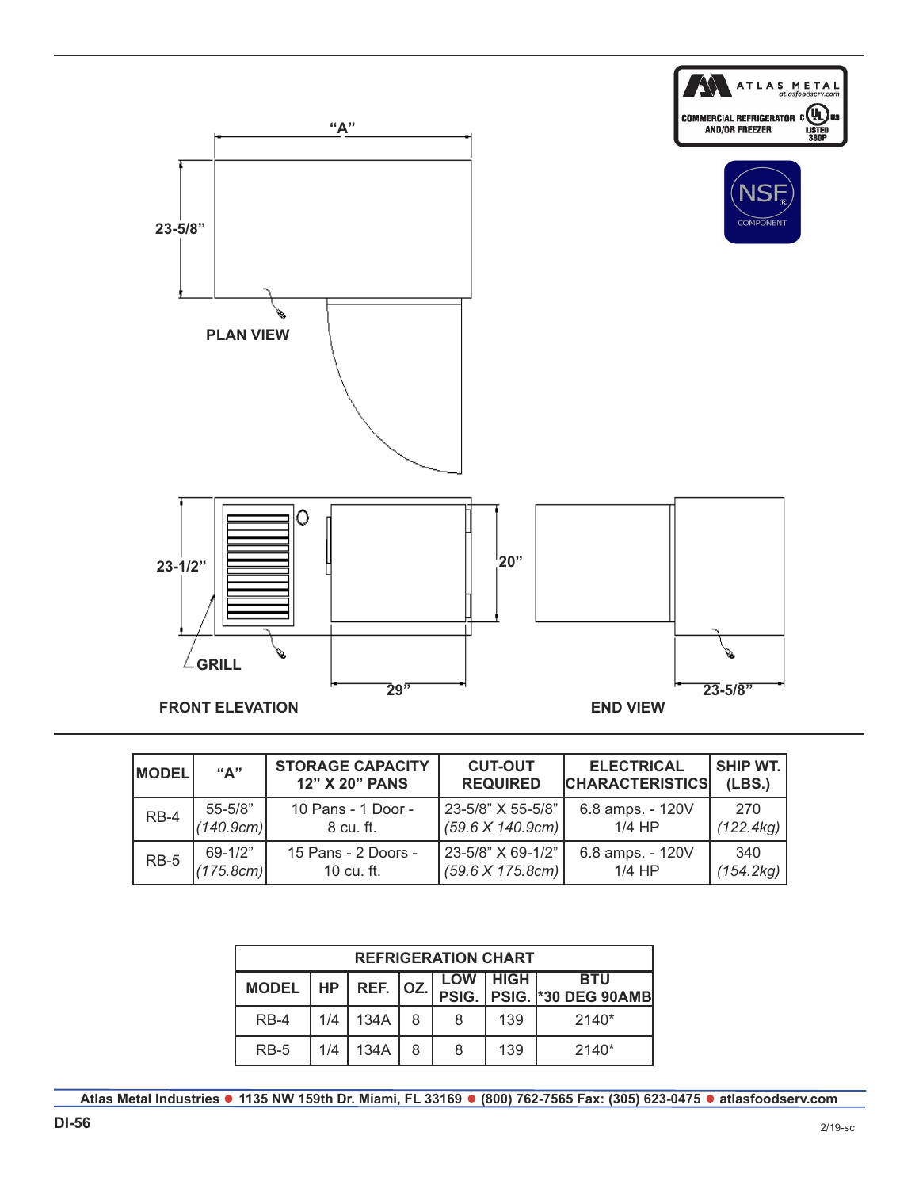ATLAS METAL
atlasfoodserv.com
COMMERCIAL REFRIGERATOR AND/OR FREEZER
c UL us LISTED 380P

NSF COMPONENT

"A"

23-5/8"

PLAN VIEW

23-1/2"

20"

GRILL

29"

23-5/8"

FRONT ELEVATION

END VIEW

| MODEL | "A" | STORAGE CAPACITY 12" X 20" PANS | CUT-OUT REQUIRED | ELECTRICAL CHARACTERISTICS | SHIP WT. (LBS.) |
|---|---|---|---|---|---|
| RB-4 | 55-5/8" *(140.9cm)* | 10 Pans - 1 Door - 8 cu. ft. | 23-5/8" X 55-5/8" *(59.6 X 140.9cm)* | 6.8 amps. - 120V 1/4 HP | 270 *(122.4kg)* |
| RB-5 | 69-1/2" *(175.8cm)* | 15 Pans - 2 Doors - 10 cu. ft. | 23-5/8" X 69-1/2" *(59.6 X 175.8cm)* | 6.8 amps. - 120V 1/4 HP | 340 *(154.2kg)* |

| REFRIGERATION CHART | | | | | | |
|---|---|---|---|---|---|---|
| MODEL | HP | REF. | OZ. | LOW PSIG. | HIGH PSIG. | BTU *30 DEG 90AMB |
| RB-4 | 1/4 | 134A | 8 | 8 | 139 | 2140* |
| RB-5 | 1/4 | 134A | 8 | 8 | 139 | 2140* |

**Atlas Metal Industries ● 1135 NW 159th Dr. Miami, FL 33169 ● (800) 762-7565 Fax: (305) 623-0475 ● atlasfoodserv.com**

**DI-56**

2/19-sc